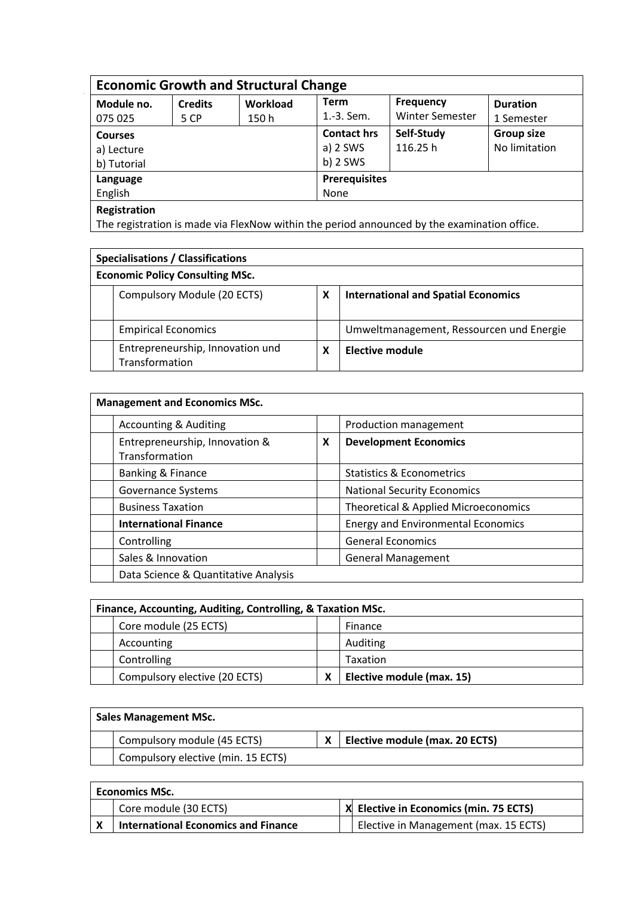## Economic Growth and Structural Change

| Module no. | Credits | Workload | Term | Frequency | Duration |
|---|---|---|---|---|---|
| 075 025 | 5 CP | 150 h | 1.-3. Sem. | Winter Semester | 1 Semester |
| **Courses**<br>a) Lecture<br>b) Tutorial | | | **Contact hrs**<br>a) 2 SWS<br>b) 2 SWS | **Self-Study**<br>116.25 h | **Group size**<br>No limitation |
| **Language**<br>English | | | **Prerequisites**<br>None | | |

**Registration**

The registration is made via FlexNow within the period announced by the examination office.

**Specialisations / Classifications**

**Economic Policy Consulting MSc.**

| | | | |
|---|---|---|---|
| | Compulsory Module (20 ECTS) | X | **International and Spatial Economics** |
| | Empirical Economics | | Umweltmanagement, Ressourcen und Energie |
| | Entrepreneurship, Innovation und Transformation | X | **Elective module** |

**Management and Economics MSc.**

| | | | |
|---|---|---|---|
| | Accounting & Auditing | | Production management |
| | Entrepreneurship, Innovation & Transformation | X | **Development Economics** |
| | Banking & Finance | | Statistics & Econometrics |
| | Governance Systems | | National Security Economics |
| | Business Taxation | | Theoretical & Applied Microeconomics |
| | **International Finance** | | Energy and Environmental Economics |
| | Controlling | | General Economics |
| | Sales & Innovation | | General Management |
| | Data Science & Quantitative Analysis | | |

**Finance, Accounting, Auditing, Controlling, & Taxation MSc.**

| | | | |
|---|---|---|---|
| | Core module (25 ECTS) | | Finance |
| | Accounting | | Auditing |
| | Controlling | | Taxation |
| | Compulsory elective (20 ECTS) | X | **Elective module (max. 15)** |

**Sales Management MSc.**

| | | | |
|---|---|---|---|
| | Compulsory module (45 ECTS) | X | **Elective module (max. 20 ECTS)** |
| | Compulsory elective (min. 15 ECTS) | | |

**Economics MSc.**

| | | | |
|---|---|---|---|
| | Core module (30 ECTS) | X | **Elective in Economics (min. 75 ECTS)** |
| X | **International Economics and Finance** | | Elective in Management (max. 15 ECTS) |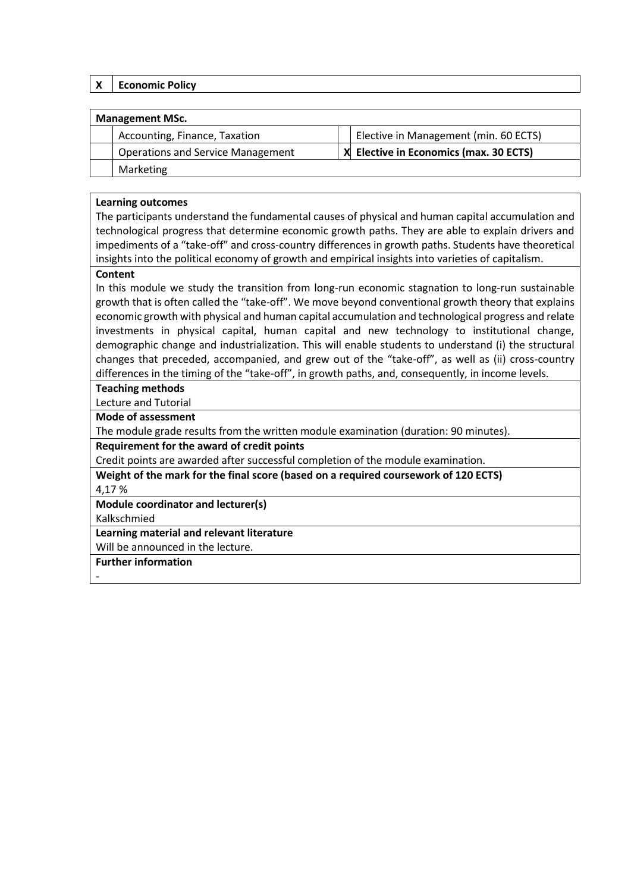| | |
|---|---|
| X | **Economic Policy** |

| **Management MSc.** | | | |
|---|---|---|---|
| | Accounting, Finance, Taxation | | Elective in Management (min. 60 ECTS) |
| | Operations and Service Management | X | **Elective in Economics (max. 30 ECTS)** |
| | Marketing | | |

**Learning outcomes**

The participants understand the fundamental causes of physical and human capital accumulation and technological progress that determine economic growth paths. They are able to explain drivers and impediments of a "take-off" and cross-country differences in growth paths. Students have theoretical insights into the political economy of growth and empirical insights into varieties of capitalism.

**Content**

In this module we study the transition from long-run economic stagnation to long-run sustainable growth that is often called the "take-off". We move beyond conventional growth theory that explains economic growth with physical and human capital accumulation and technological progress and relate investments in physical capital, human capital and new technology to institutional change, demographic change and industrialization. This will enable students to understand (i) the structural changes that preceded, accompanied, and grew out of the "take-off", as well as (ii) cross-country differences in the timing of the "take-off", in growth paths, and, consequently, in income levels.

**Teaching methods**

Lecture and Tutorial

**Mode of assessment**

The module grade results from the written module examination (duration: 90 minutes).

**Requirement for the award of credit points**

Credit points are awarded after successful completion of the module examination.

**Weight of the mark for the final score (based on a required coursework of 120 ECTS)**

4,17 %

**Module coordinator and lecturer(s)**

Kalkschmied

**Learning material and relevant literature**

Will be announced in the lecture.

**Further information**

-